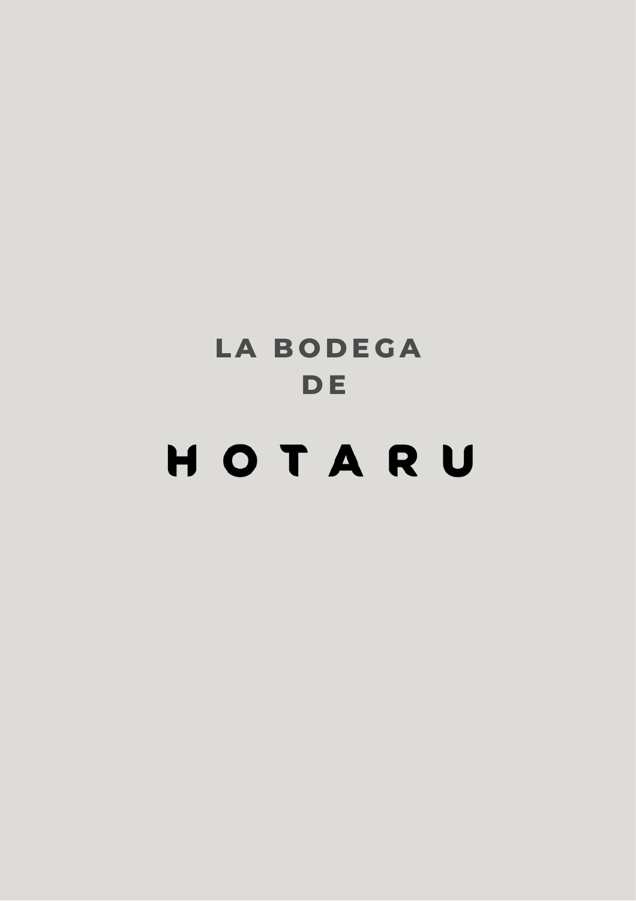## LA BODEGA DE

# HOTARU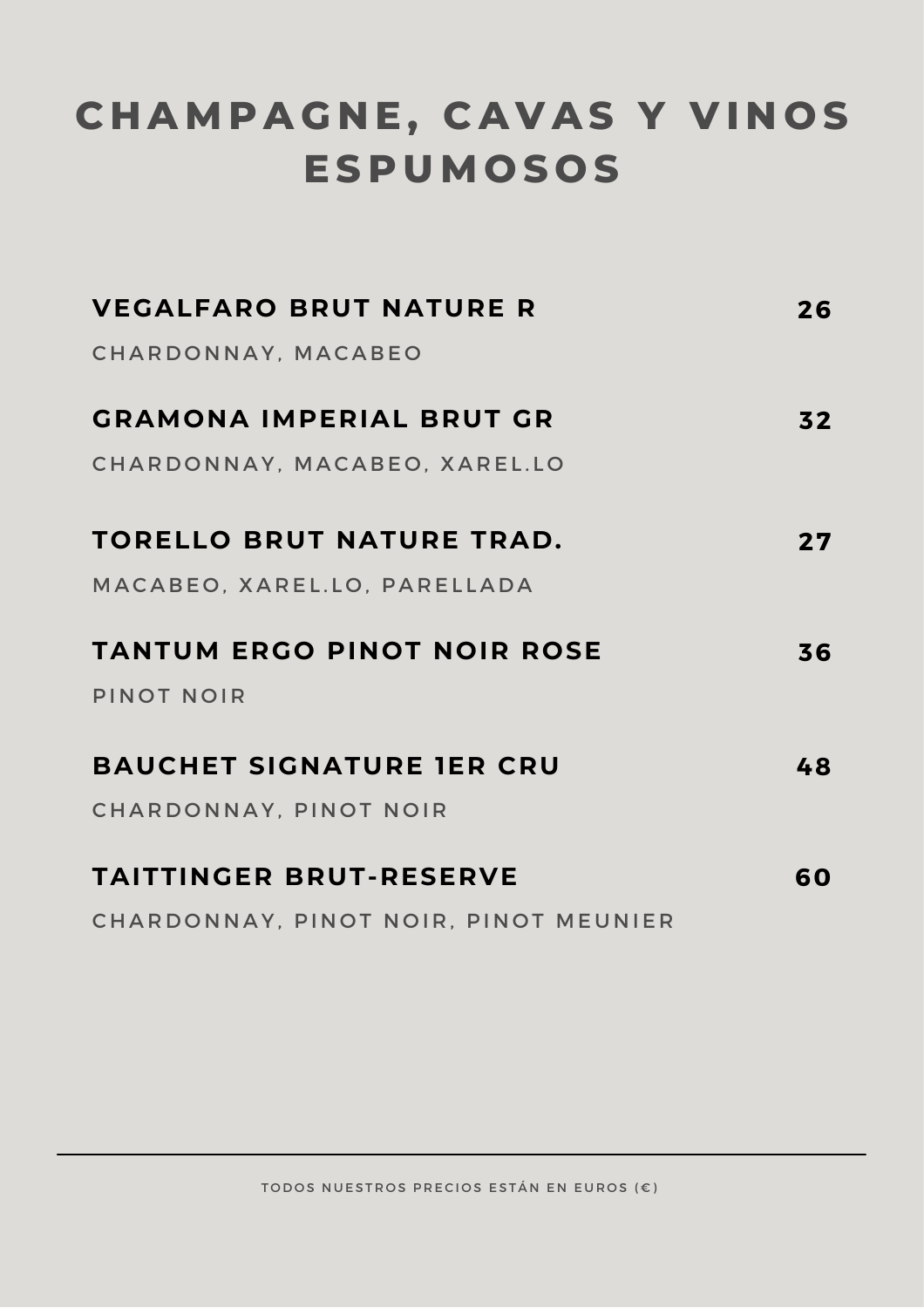# CHAMPAGNE, CAVAS Y VINOS ESPUMOSOS

**VEGALFARO BRUT NATURE R** — **26**

CHARDONNAY, MACABEO

**GRAMONA IMPERIAL BRUT GR** — **32**

CHARDONNAY, MACABEO, XAREL.LO

**TORELLO BRUT NATURE TRAD.** — **27**

MACABEO, XAREL.LO, PARELLADA

**TANTUM ERGO PINOT NOIR ROSE** — **36**

PINOT NOIR

**BAUCHET SIGNATURE 1ER CRU** — **48**

CHARDONNAY, PINOT NOIR

**TAITTINGER BRUT-RESERVE** — **60**

CHARDONNAY, PINOT NOIR, PINOT MEUNIER

---

TODOS NUESTROS PRECIOS ESTÁN EN EUROS (€)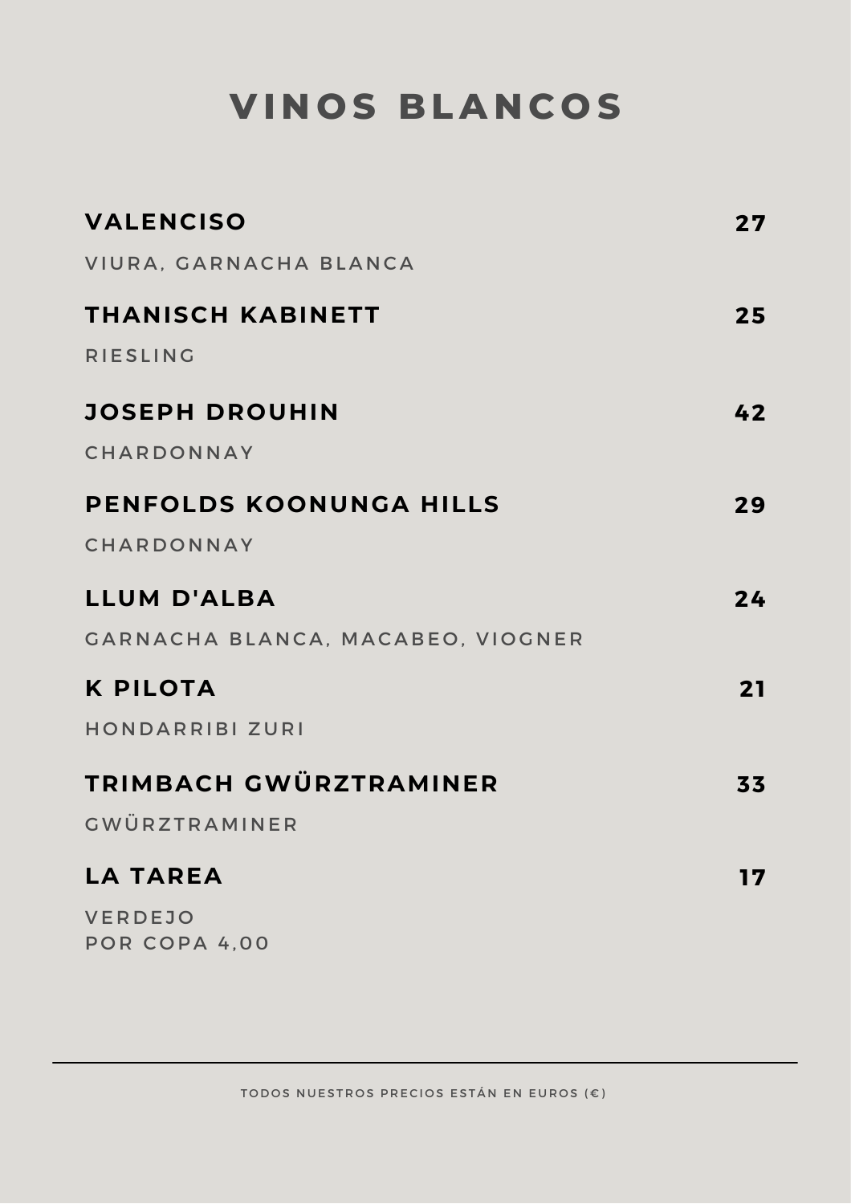# VINOS BLANCOS

**VALENCISO** **27**

VIURA, GARNACHA BLANCA

**THANISCH KABINETT** **25**

RIESLING

**JOSEPH DROUHIN** **42**

CHARDONNAY

**PENFOLDS KOONUNGA HILLS** **29**

CHARDONNAY

**LLUM D'ALBA** **24**

GARNACHA BLANCA, MACABEO, VIOGNER

**K PILOTA** **21**

HONDARRIBI ZURI

**TRIMBACH GWÜRZTRAMINER** **33**

GWÜRZTRAMINER

**LA TAREA** **17**

VERDEJO
POR COPA 4,00

---

TODOS NUESTROS PRECIOS ESTÁN EN EUROS (€)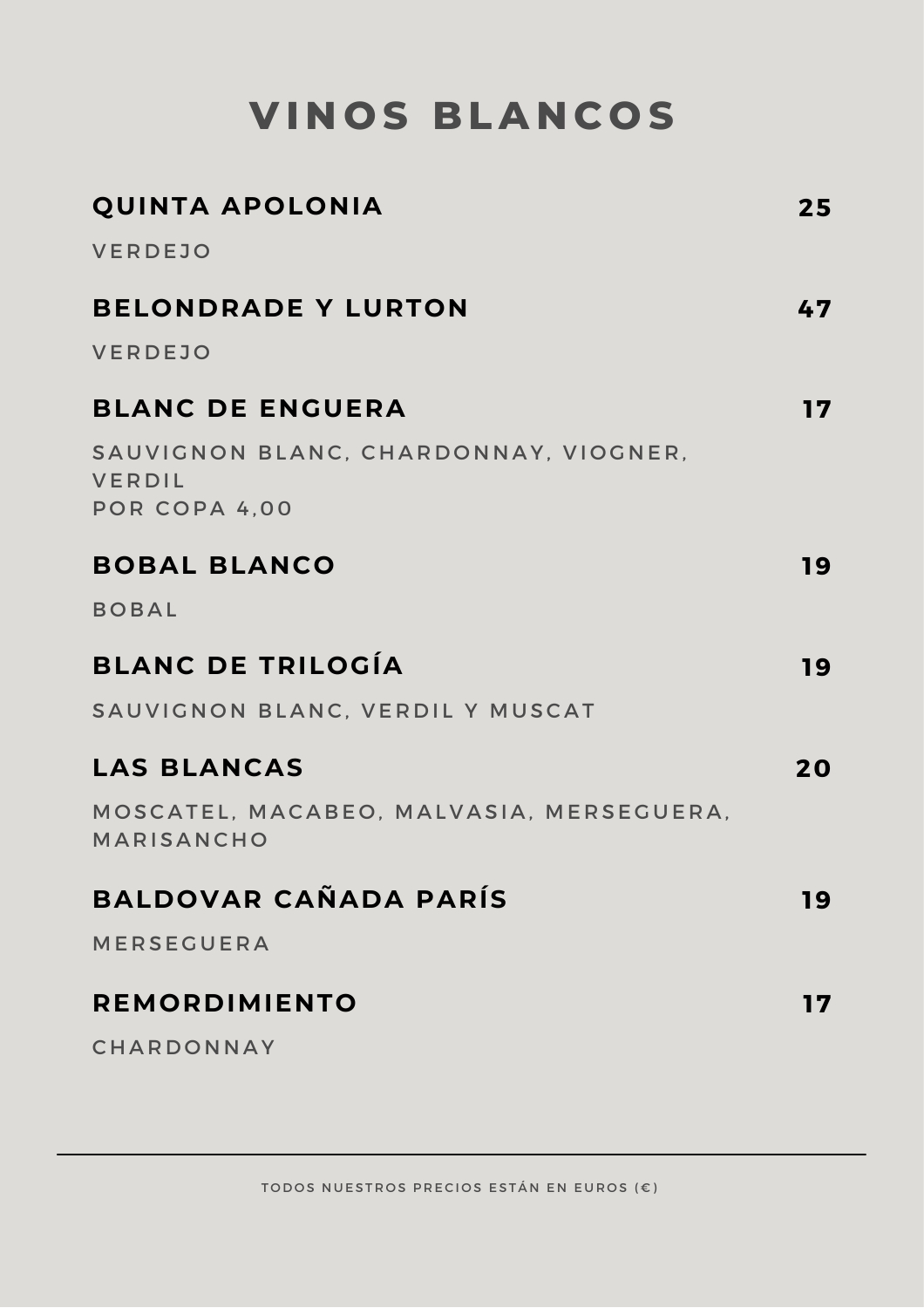# VINOS BLANCOS

**QUINTA APOLONIA** — **25**

VERDEJO

**BELONDRADE Y LURTON** — **47**

VERDEJO

**BLANC DE ENGUERA** — **17**

SAUVIGNON BLANC, CHARDONNAY, VIOGNER, VERDIL
POR COPA 4,00

**BOBAL BLANCO** — **19**

BOBAL

**BLANC DE TRILOGÍA** — **19**

SAUVIGNON BLANC, VERDIL Y MUSCAT

**LAS BLANCAS** — **20**

MOSCATEL, MACABEO, MALVASIA, MERSEGUERA, MARISANCHO

**BALDOVAR CAÑADA PARÍS** — **19**

MERSEGUERA

**REMORDIMIENTO** — **17**

CHARDONNAY

---

TODOS NUESTROS PRECIOS ESTÁN EN EUROS (€)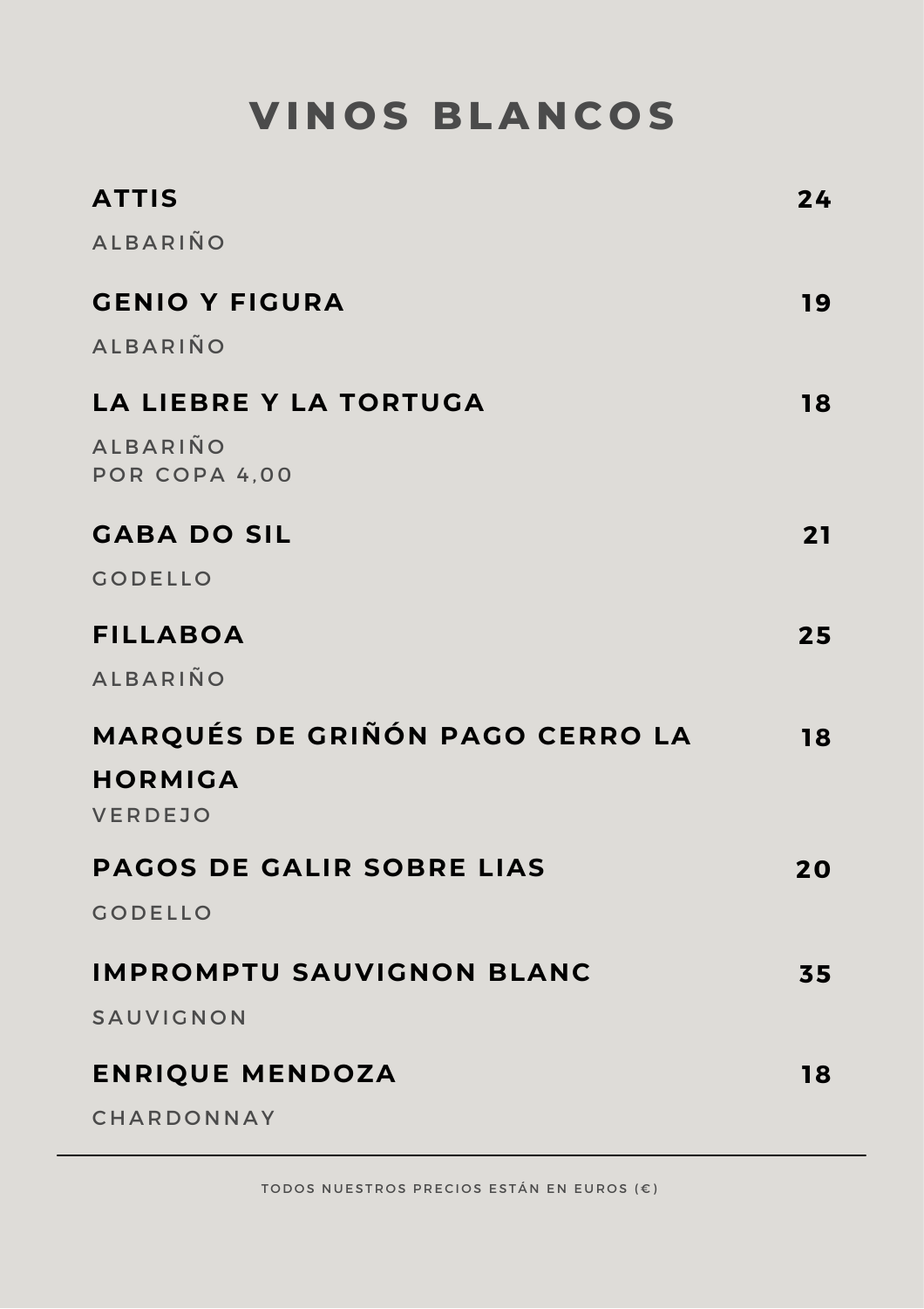# VINOS BLANCOS

| Vino | Precio |
| --- | --- |
| **ATTIS**<br>ALBARIÑO | **24** |
| **GENIO Y FIGURA**<br>ALBARIÑO | **19** |
| **LA LIEBRE Y LA TORTUGA**<br>ALBARIÑO<br>POR COPA 4,00 | **18** |
| **GABA DO SIL**<br>GODELLO | **21** |
| **FILLABOA**<br>ALBARIÑO | **25** |
| **MARQUÉS DE GRIÑÓN PAGO CERRO LA HORMIGA**<br>VERDEJO | **18** |
| **PAGOS DE GALIR SOBRE LIAS**<br>GODELLO | **20** |
| **IMPROMPTU SAUVIGNON BLANC**<br>SAUVIGNON | **35** |
| **ENRIQUE MENDOZA**<br>CHARDONNAY | **18** |

---

TODOS NUESTROS PRECIOS ESTÁN EN EUROS (€)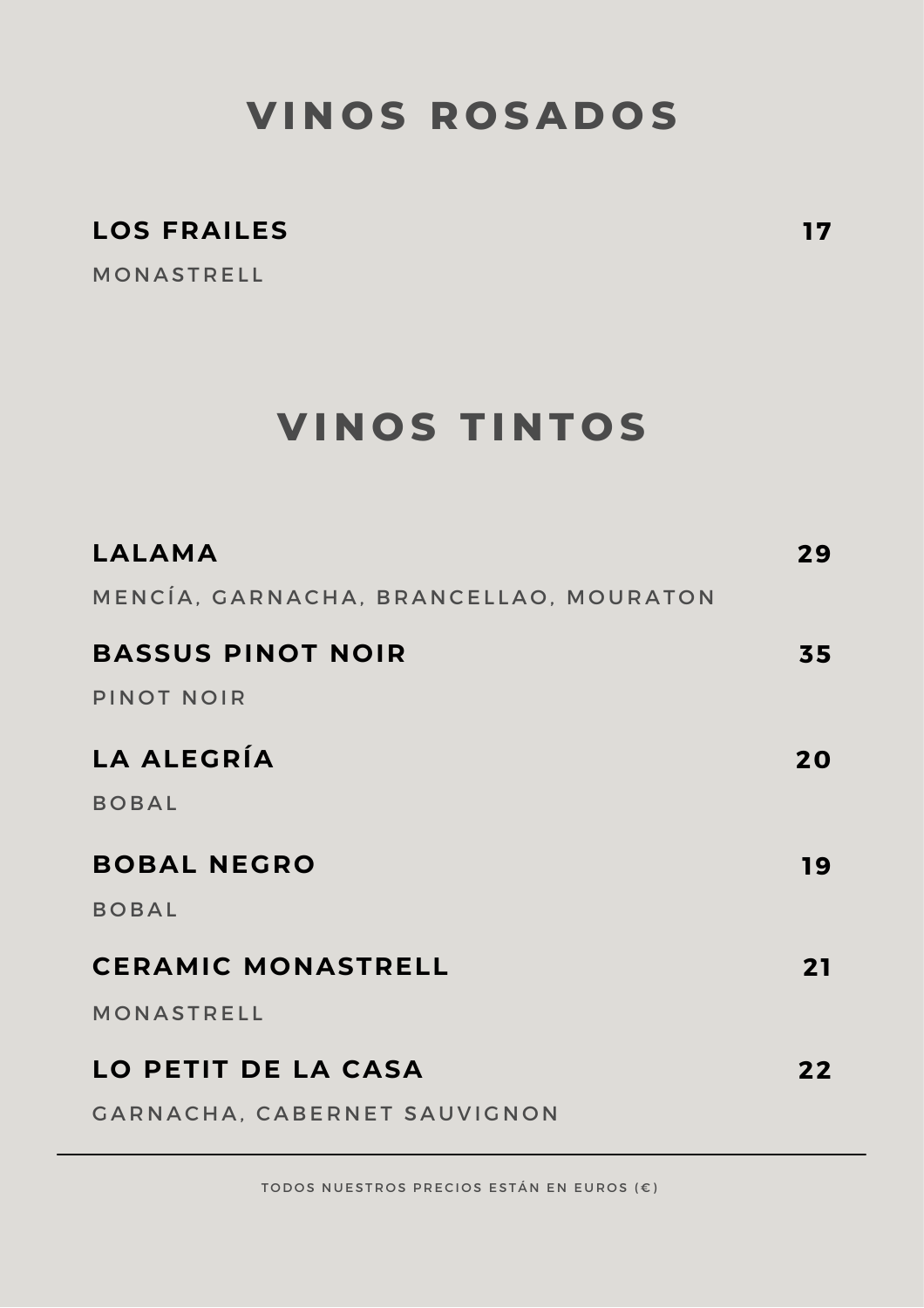# VINOS ROSADOS

**LOS FRAILES** **17**

MONASTRELL

# VINOS TINTOS

**LALAMA** **29**

MENCÍA, GARNACHA, BRANCELLAO, MOURATON

**BASSUS PINOT NOIR** **35**

PINOT NOIR

**LA ALEGRÍA** **20**

BOBAL

**BOBAL NEGRO** **19**

BOBAL

**CERAMIC MONASTRELL** **21**

MONASTRELL

**LO PETIT DE LA CASA** **22**

GARNACHA, CABERNET SAUVIGNON

---

TODOS NUESTROS PRECIOS ESTÁN EN EUROS (€)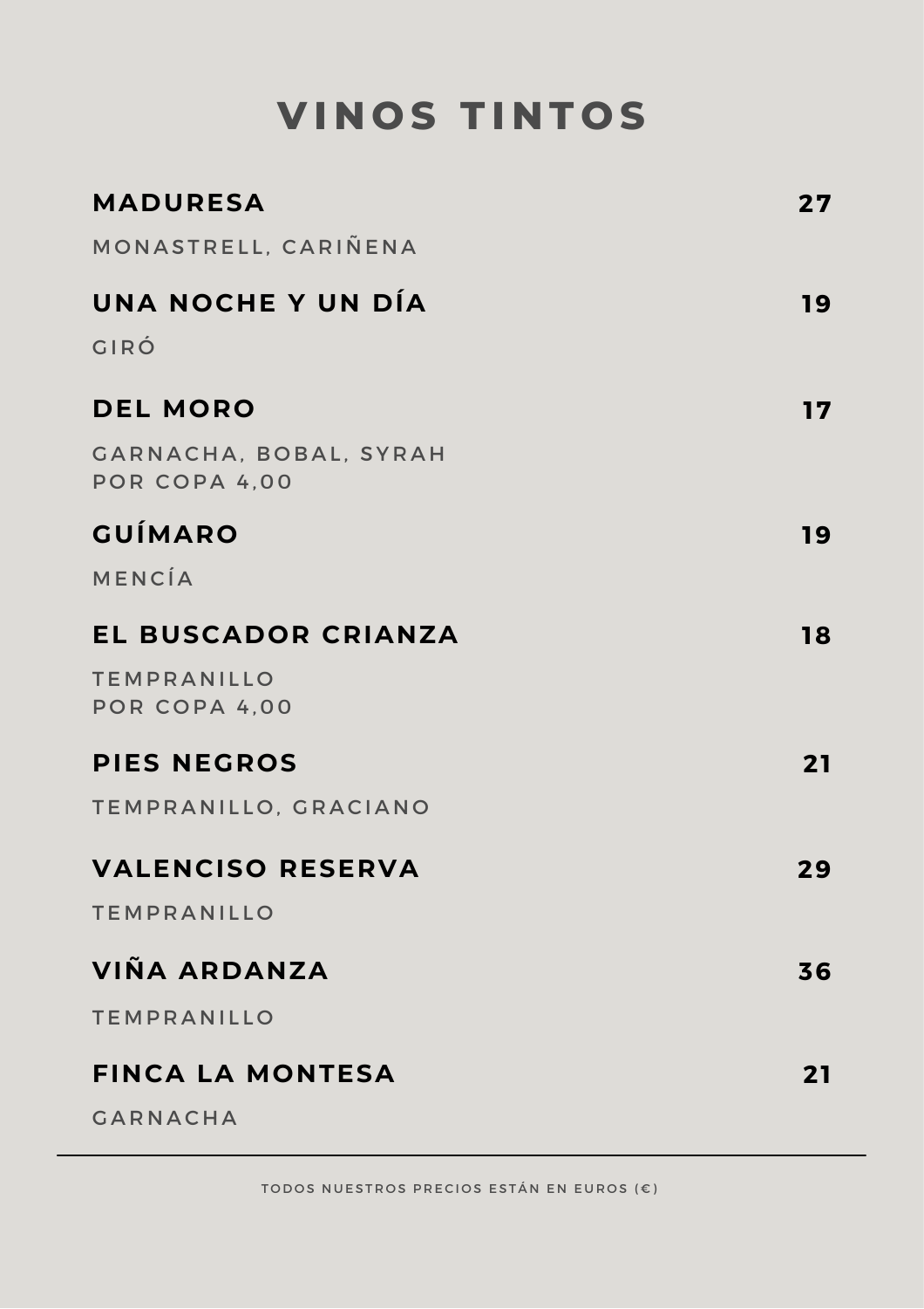# VINOS TINTOS

**MADURESA** **27**

MONASTRELL, CARIÑENA

**UNA NOCHE Y UN DÍA** **19**

GIRÓ

**DEL MORO** **17**

GARNACHA, BOBAL, SYRAH
POR COPA 4,00

**GUÍMARO** **19**

MENCÍA

**EL BUSCADOR CRIANZA** **18**

TEMPRANILLO
POR COPA 4,00

**PIES NEGROS** **21**

TEMPRANILLO, GRACIANO

**VALENCISO RESERVA** **29**

TEMPRANILLO

**VIÑA ARDANZA** **36**

TEMPRANILLO

**FINCA LA MONTESA** **21**

GARNACHA

---

TODOS NUESTROS PRECIOS ESTÁN EN EUROS (€)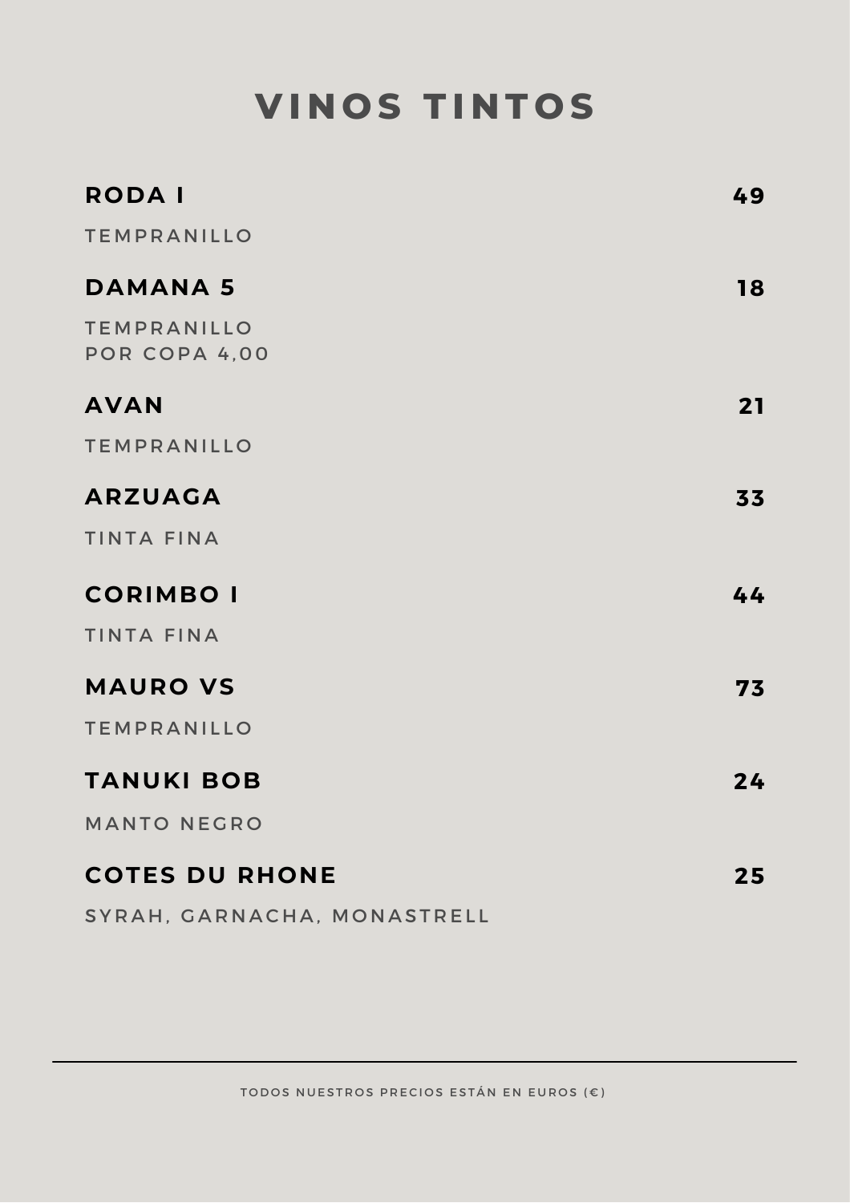# VINOS TINTOS

**RODA I** **49**

TEMPRANILLO

**DAMANA 5** **18**

TEMPRANILLO
POR COPA 4,00

**AVAN** **21**

TEMPRANILLO

**ARZUAGA** **33**

TINTA FINA

**CORIMBO I** **44**

TINTA FINA

**MAURO VS** **73**

TEMPRANILLO

**TANUKI BOB** **24**

MANTO NEGRO

**COTES DU RHONE** **25**

SYRAH, GARNACHA, MONASTRELL

---

TODOS NUESTROS PRECIOS ESTÁN EN EUROS (€)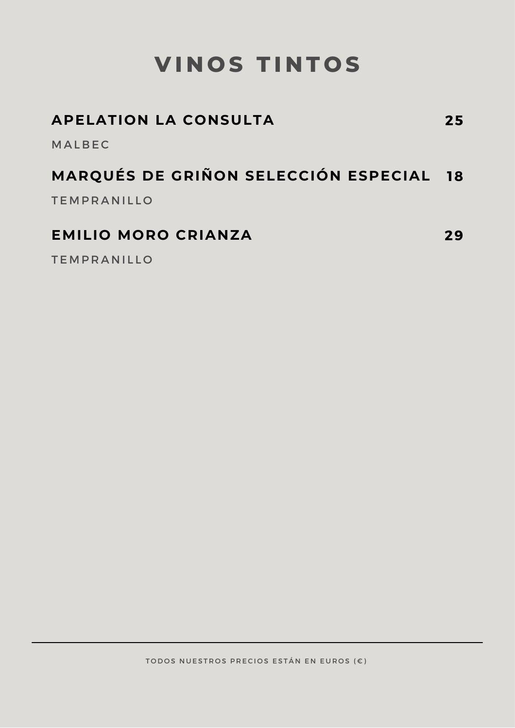# VINOS TINTOS

**APELATION LA CONSULTA** **25**

MALBEC

**MARQUÉS DE GRIÑON SELECCIÓN ESPECIAL** **18**

TEMPRANILLO

**EMILIO MORO CRIANZA** **29**

TEMPRANILLO

---

TODOS NUESTROS PRECIOS ESTÁN EN EUROS (€)